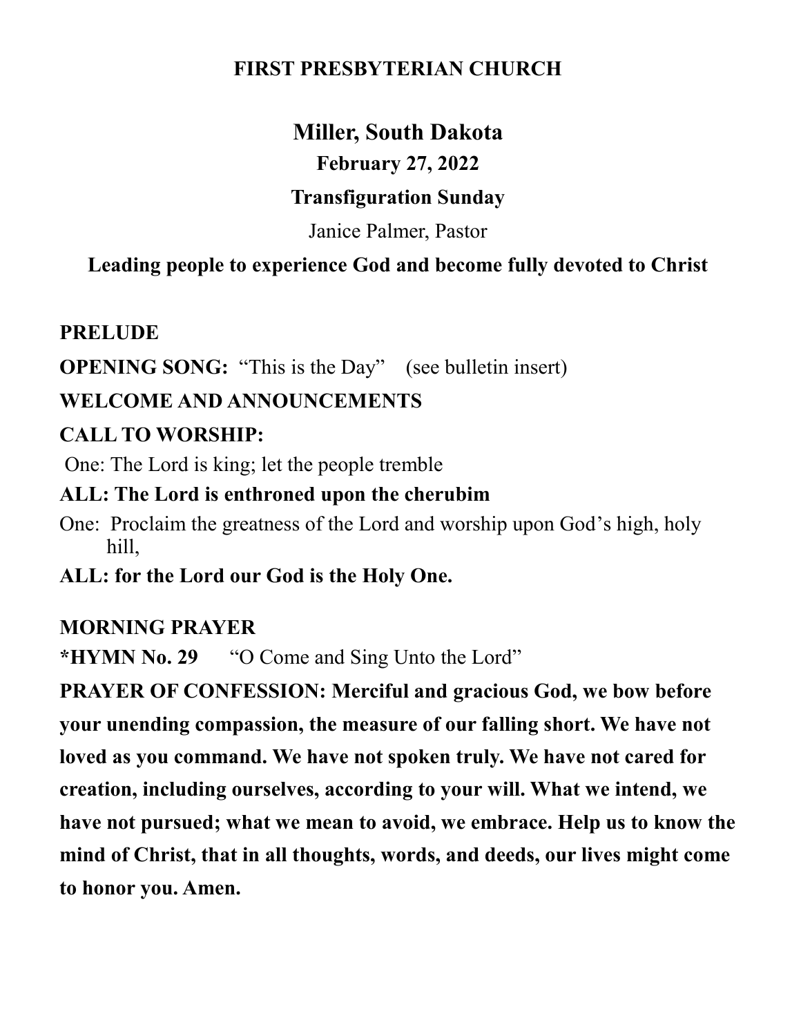# FIRST PRESBYTERIAN CHURCH

## Miller, South Dakota

### February 27, 2022

### Transfiguration Sunday

Janice Palmer, Pastor

**Leading people to experience God and become fully devoted to Christ**

**PRELUDE**

**OPENING SONG:** "This is the Day" (see bulletin insert)

**WELCOME AND ANNOUNCEMENTS**

**CALL TO WORSHIP:**

One: The Lord is king; let the people tremble

**ALL: The Lord is enthroned upon the cherubim**

One: Proclaim the greatness of the Lord and worship upon God's high, holy hill,

**ALL: for the Lord our God is the Holy One.**

**MORNING PRAYER**

**\*HYMN No. 29** "O Come and Sing Unto the Lord"

**PRAYER OF CONFESSION: Merciful and gracious God, we bow before your unending compassion, the measure of our falling short. We have not loved as you command. We have not spoken truly. We have not cared for creation, including ourselves, according to your will. What we intend, we have not pursued; what we mean to avoid, we embrace. Help us to know the mind of Christ, that in all thoughts, words, and deeds, our lives might come to honor you. Amen.**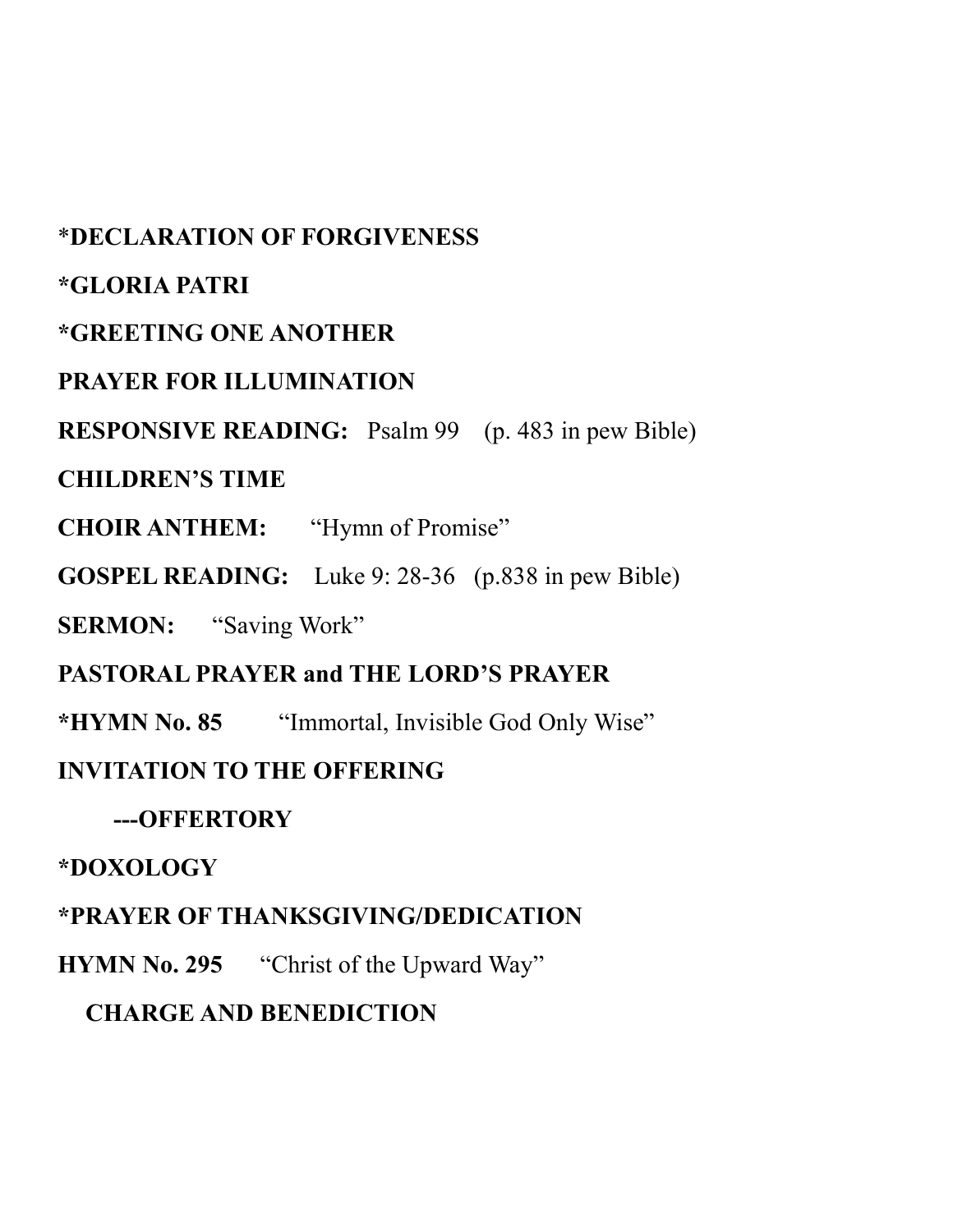**\*DECLARATION OF FORGIVENESS**

**\*GLORIA PATRI**

**\*GREETING ONE ANOTHER**

**PRAYER FOR ILLUMINATION**

**RESPONSIVE READING:** Psalm 99 (p. 483 in pew Bible)

**CHILDREN'S TIME**

**CHOIR ANTHEM:** "Hymn of Promise"

**GOSPEL READING:** Luke 9: 28-36 (p.838 in pew Bible)

**SERMON:** "Saving Work"

**PASTORAL PRAYER and THE LORD'S PRAYER**

**\*HYMN No. 85** "Immortal, Invisible God Only Wise"

**INVITATION TO THE OFFERING**

**---OFFERTORY**

**\*DOXOLOGY**

**\*PRAYER OF THANKSGIVING/DEDICATION**

**HYMN No. 295** "Christ of the Upward Way"

**CHARGE AND BENEDICTION**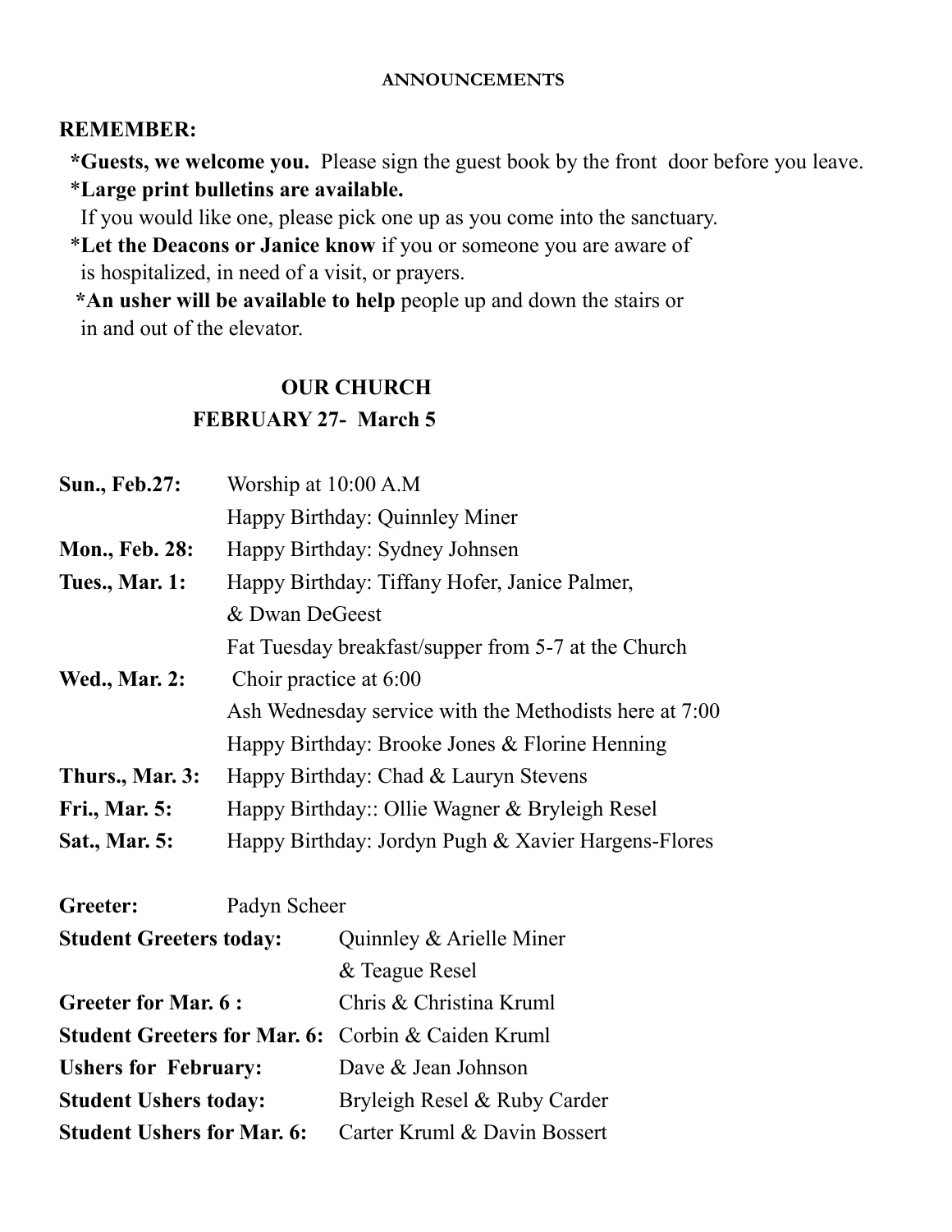# ANNOUNCEMENTS

**REMEMBER:**

***Guests, we welcome you.** Please sign the guest book by the front door before you leave.

***Large print bulletins are available.**
If you would like one, please pick one up as you come into the sanctuary.

***Let the Deacons or Janice know** if you or someone you are aware of is hospitalized, in need of a visit, or prayers.

***An usher will be available to help** people up and down the stairs or in and out of the elevator.

## OUR CHURCH
## FEBRUARY 27- March 5

| | |
|---|---|
| **Sun., Feb.27:** | Worship at 10:00 A.M |
| | Happy Birthday: Quinnley Miner |
| **Mon., Feb. 28:** | Happy Birthday: Sydney Johnsen |
| **Tues., Mar. 1:** | Happy Birthday: Tiffany Hofer, Janice Palmer, & Dwan DeGeest |
| | Fat Tuesday breakfast/supper from 5-7 at the Church |
| **Wed., Mar. 2:** | Choir practice at 6:00 |
| | Ash Wednesday service with the Methodists here at 7:00 |
| | Happy Birthday: Brooke Jones & Florine Henning |
| **Thurs., Mar. 3:** | Happy Birthday: Chad & Lauryn Stevens |
| **Fri., Mar. 5:** | Happy Birthday:: Ollie Wagner & Bryleigh Resel |
| **Sat., Mar. 5:** | Happy Birthday: Jordyn Pugh & Xavier Hargens-Flores |

| | |
|---|---|
| **Greeter:** | Padyn Scheer |
| **Student Greeters today:** | Quinnley & Arielle Miner & Teague Resel |
| **Greeter for Mar. 6 :** | Chris & Christina Kruml |
| **Student Greeters for Mar. 6:** | Corbin & Caiden Kruml |
| **Ushers for February:** | Dave & Jean Johnson |
| **Student Ushers today:** | Bryleigh Resel & Ruby Carder |
| **Student Ushers for Mar. 6:** | Carter Kruml & Davin Bossert |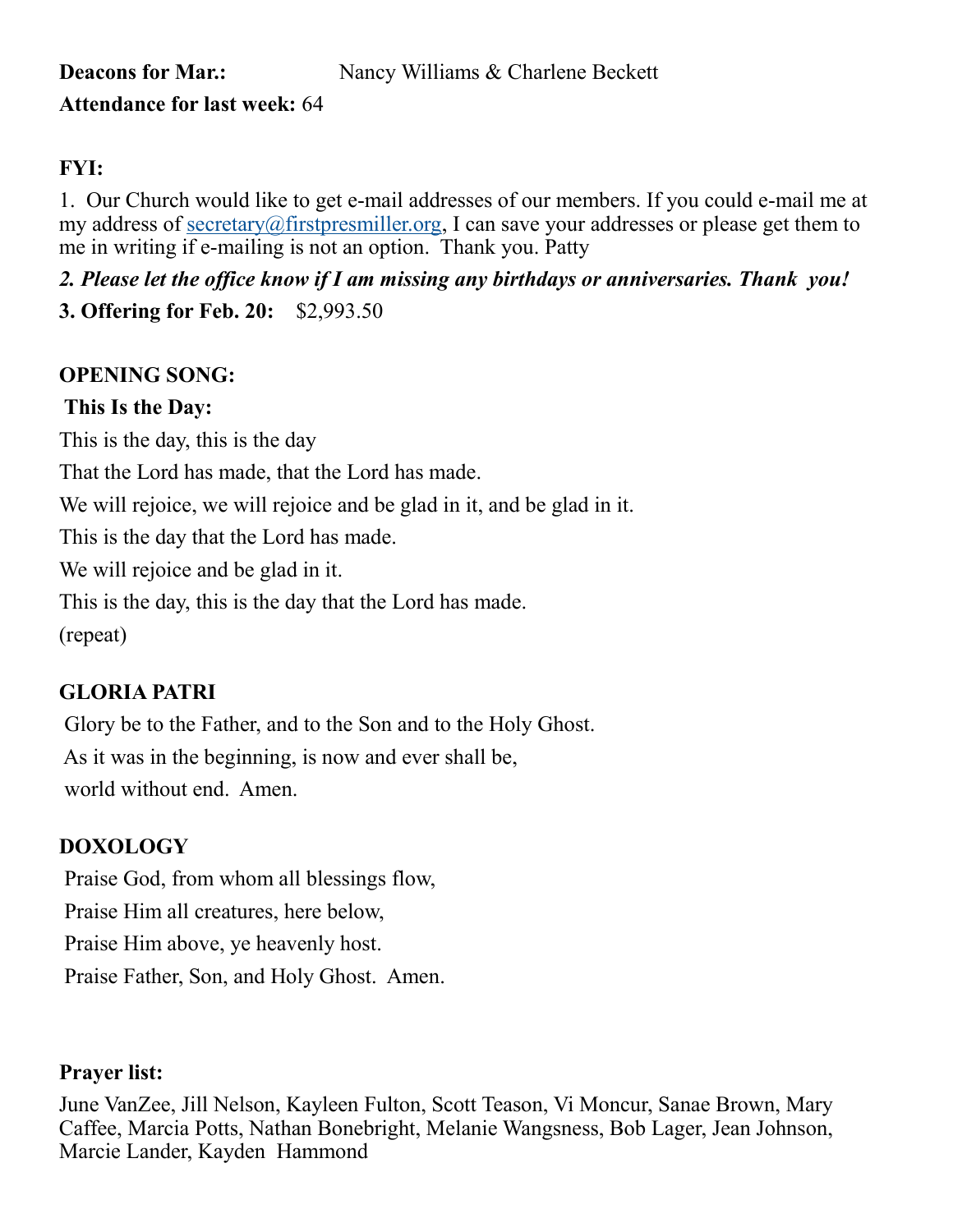**Deacons for Mar.:** Nancy Williams & Charlene Beckett

**Attendance for last week:** 64

**FYI:**

1. Our Church would like to get e-mail addresses of our members. If you could e-mail me at my address of secretary@firstpresmiller.org, I can save your addresses or please get them to me in writing if e-mailing is not an option. Thank you. Patty

***2. Please let the office know if I am missing any birthdays or anniversaries. Thank you!***

**3. Offering for Feb. 20:** $2,993.50

**OPENING SONG:**

**This Is the Day:**

This is the day, this is the day

That the Lord has made, that the Lord has made.

We will rejoice, we will rejoice and be glad in it, and be glad in it.

This is the day that the Lord has made.

We will rejoice and be glad in it.

This is the day, this is the day that the Lord has made.

(repeat)

**GLORIA PATRI**

Glory be to the Father, and to the Son and to the Holy Ghost.

As it was in the beginning, is now and ever shall be,

world without end. Amen.

**DOXOLOGY**

Praise God, from whom all blessings flow,

Praise Him all creatures, here below,

Praise Him above, ye heavenly host.

Praise Father, Son, and Holy Ghost. Amen.

**Prayer list:**

June VanZee, Jill Nelson, Kayleen Fulton, Scott Teason, Vi Moncur, Sanae Brown, Mary Caffee, Marcia Potts, Nathan Bonebright, Melanie Wangsness, Bob Lager, Jean Johnson, Marcie Lander, Kayden Hammond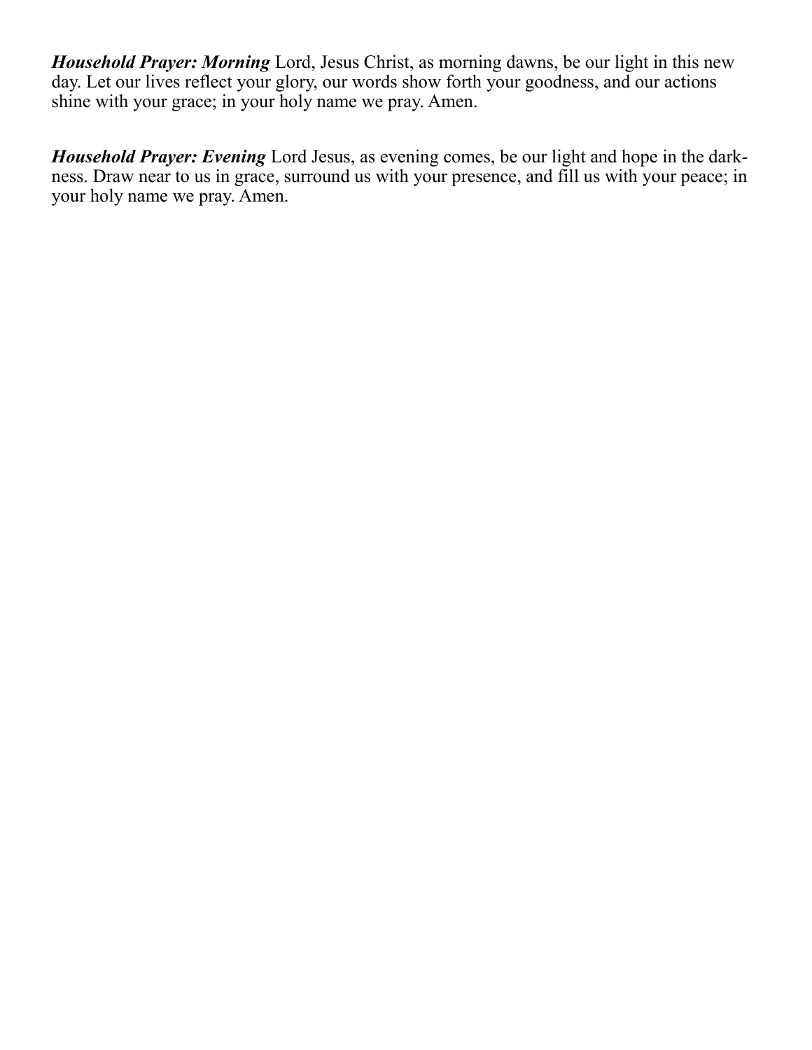***Household Prayer: Morning*** Lord, Jesus Christ, as morning dawns, be our light in this new day. Let our lives reflect your glory, our words show forth your goodness, and our actions shine with your grace; in your holy name we pray. Amen.

***Household Prayer: Evening*** Lord Jesus, as evening comes, be our light and hope in the darkness. Draw near to us in grace, surround us with your presence, and fill us with your peace; in your holy name we pray. Amen.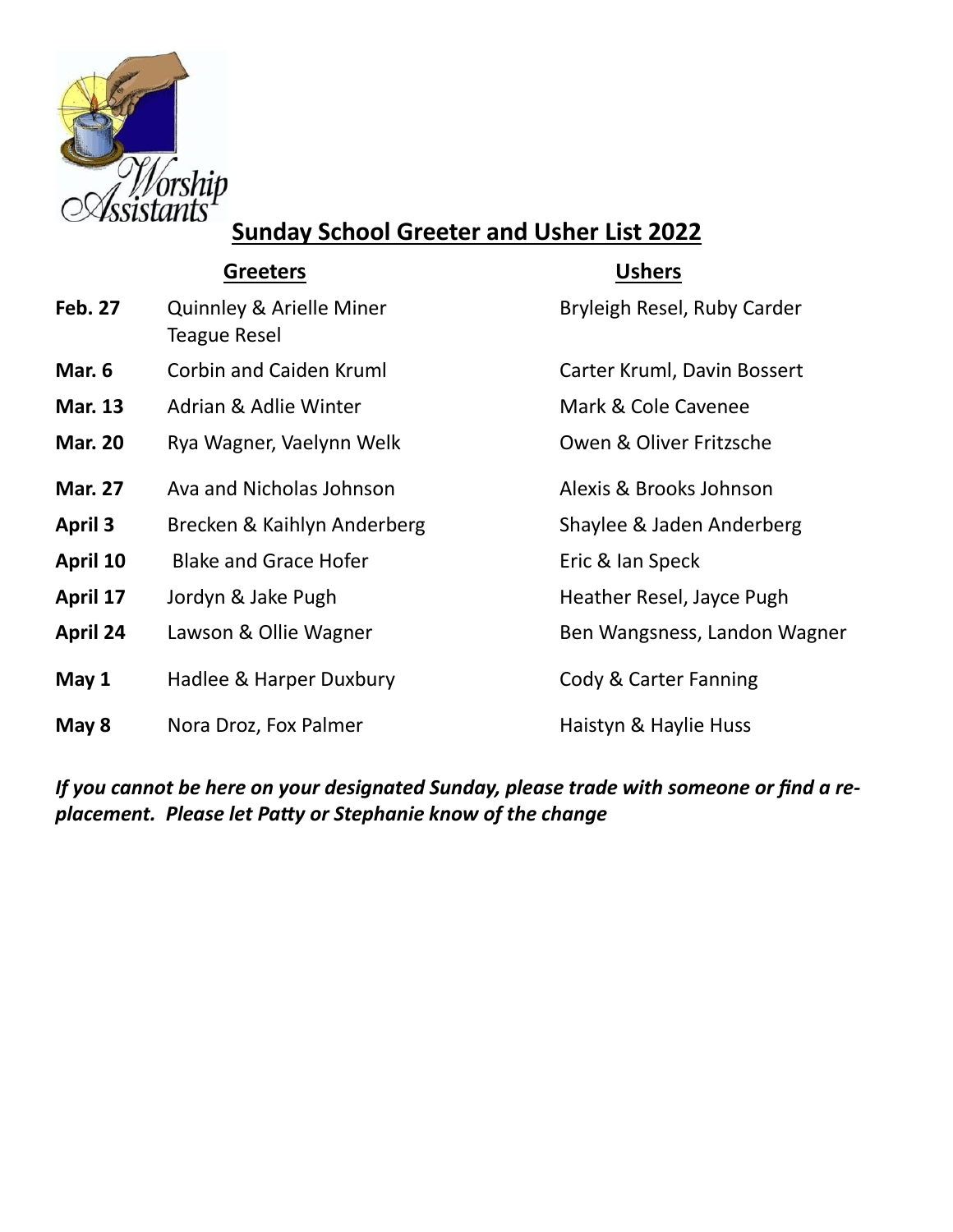Worship Assistants

## Sunday School Greeter and Usher List 2022

| | Greeters | Ushers |
|---|---|---|
| **Feb. 27** | Quinnley & Arielle Miner<br>Teague Resel | Bryleigh Resel, Ruby Carder |
| **Mar. 6** | Corbin and Caiden Kruml | Carter Kruml, Davin Bossert |
| **Mar. 13** | Adrian & Adlie Winter | Mark & Cole Cavenee |
| **Mar. 20** | Rya Wagner, Vaelynn Welk | Owen & Oliver Fritzsche |
| **Mar. 27** | Ava and Nicholas Johnson | Alexis & Brooks Johnson |
| **April 3** | Brecken & Kaihlyn Anderberg | Shaylee & Jaden Anderberg |
| **April 10** | Blake and Grace Hofer | Eric & Ian Speck |
| **April 17** | Jordyn & Jake Pugh | Heather Resel, Jayce Pugh |
| **April 24** | Lawson & Ollie Wagner | Ben Wangsness, Landon Wagner |
| **May 1** | Hadlee & Harper Duxbury | Cody & Carter Fanning |
| **May 8** | Nora Droz, Fox Palmer | Haistyn & Haylie Huss |

***If you cannot be here on your designated Sunday, please trade with someone or find a replacement. Please let Patty or Stephanie know of the change***